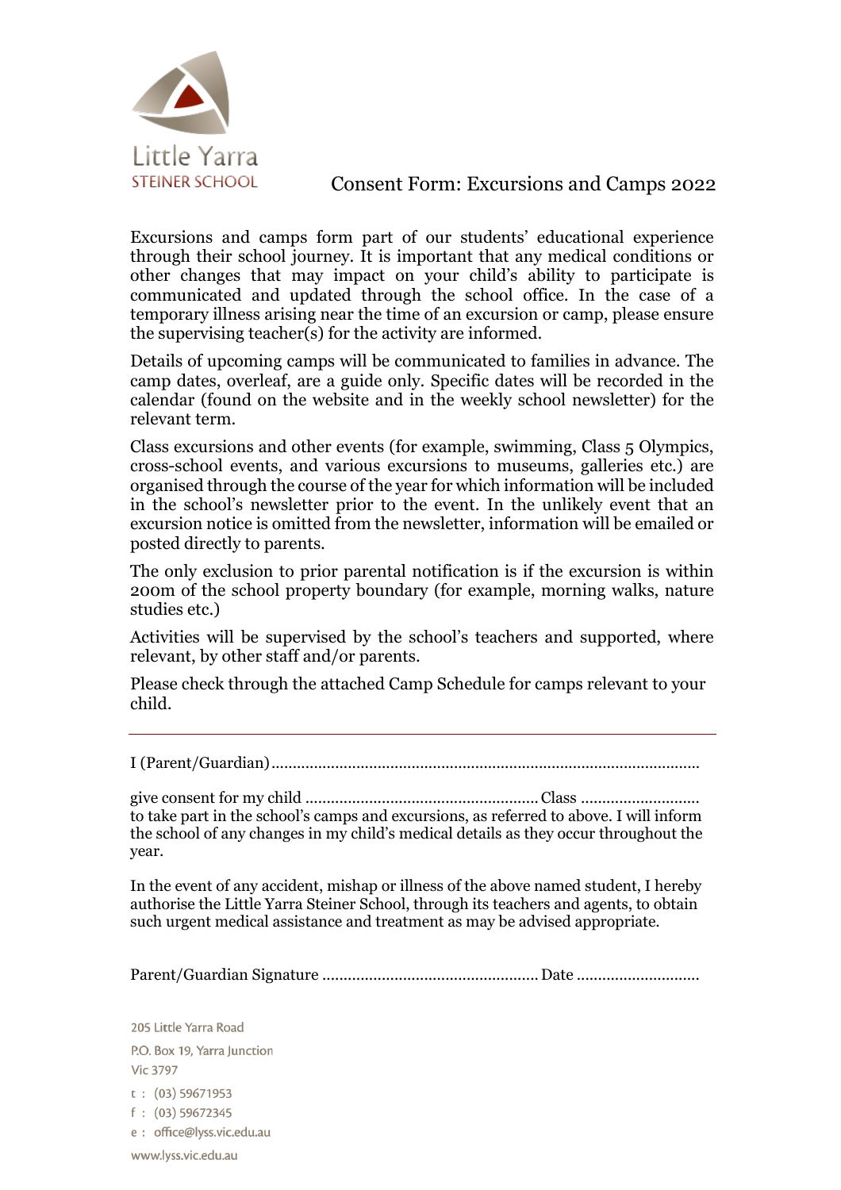Little Yarra
STEINER SCHOOL

# Consent Form: Excursions and Camps 2022

Excursions and camps form part of our students' educational experience through their school journey. It is important that any medical conditions or other changes that may impact on your child's ability to participate is communicated and updated through the school office. In the case of a temporary illness arising near the time of an excursion or camp, please ensure the supervising teacher(s) for the activity are informed.

Details of upcoming camps will be communicated to families in advance. The camp dates, overleaf, are a guide only. Specific dates will be recorded in the calendar (found on the website and in the weekly school newsletter) for the relevant term.

Class excursions and other events (for example, swimming, Class 5 Olympics, cross-school events, and various excursions to museums, galleries etc.) are organised through the course of the year for which information will be included in the school's newsletter prior to the event. In the unlikely event that an excursion notice is omitted from the newsletter, information will be emailed or posted directly to parents.

The only exclusion to prior parental notification is if the excursion is within 200m of the school property boundary (for example, morning walks, nature studies etc.)

Activities will be supervised by the school's teachers and supported, where relevant, by other staff and/or parents.

Please check through the attached Camp Schedule for camps relevant to your child.

---

I (Parent/Guardian)..................................................................................................

give consent for my child ...................................................... Class ...........................
to take part in the school's camps and excursions, as referred to above. I will inform the school of any changes in my child's medical details as they occur throughout the year.

In the event of any accident, mishap or illness of the above named student, I hereby authorise the Little Yarra Steiner School, through its teachers and agents, to obtain such urgent medical assistance and treatment as may be advised appropriate.

Parent/Guardian Signature .................................................. Date ............................

205 Little Yarra Road
P.O. Box 19, Yarra Junction
Vic 3797
t : (03) 59671953
f : (03) 59672345
e : office@lyss.vic.edu.au
www.lyss.vic.edu.au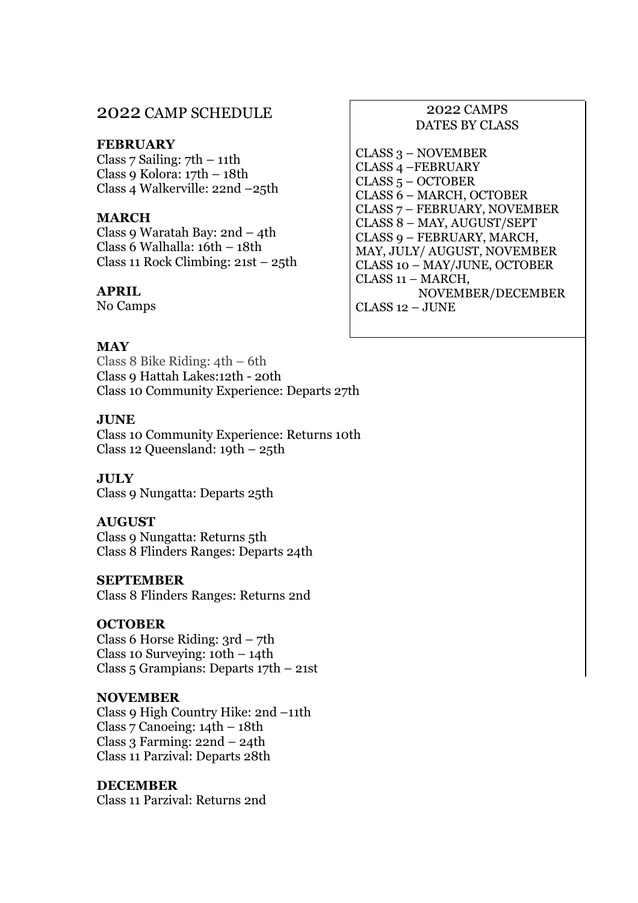## 2022 CAMP SCHEDULE

**FEBRUARY**
Class 7 Sailing: 7th – 11th
Class 9 Kolora: 17th – 18th
Class 4 Walkerville: 22nd –25th

**MARCH**
Class 9 Waratah Bay: 2nd – 4th
Class 6 Walhalla: 16th – 18th
Class 11 Rock Climbing: 21st – 25th

**APRIL**
No Camps

**MAY**
Class 8 Bike Riding: 4th – 6th
Class 9 Hattah Lakes:12th - 20th
Class 10 Community Experience: Departs 27th

**JUNE**
Class 10 Community Experience: Returns 10th
Class 12 Queensland: 19th – 25th

**JULY**
Class 9 Nungatta: Departs 25th

**AUGUST**
Class 9 Nungatta: Returns 5th
Class 8 Flinders Ranges: Departs 24th

**SEPTEMBER**
Class 8 Flinders Ranges: Returns 2nd

**OCTOBER**
Class 6 Horse Riding: 3rd – 7th
Class 10 Surveying: 10th – 14th
Class 5 Grampians: Departs 17th – 21st

**NOVEMBER**
Class 9 High Country Hike: 2nd –11th
Class 7 Canoeing: 14th – 18th
Class 3 Farming: 22nd – 24th
Class 11 Parzival: Departs 28th

**DECEMBER**
Class 11 Parzival: Returns 2nd

## 2022 CAMPS DATES BY CLASS

CLASS 3 – NOVEMBER
CLASS 4 –FEBRUARY
CLASS 5 – OCTOBER
CLASS 6 – MARCH, OCTOBER
CLASS 7 – FEBRUARY, NOVEMBER
CLASS 8 – MAY, AUGUST/SEPT
CLASS 9 – FEBRUARY, MARCH, MAY, JULY/ AUGUST, NOVEMBER
CLASS 10 – MAY/JUNE, OCTOBER
CLASS 11 – MARCH, NOVEMBER/DECEMBER
CLASS 12 – JUNE